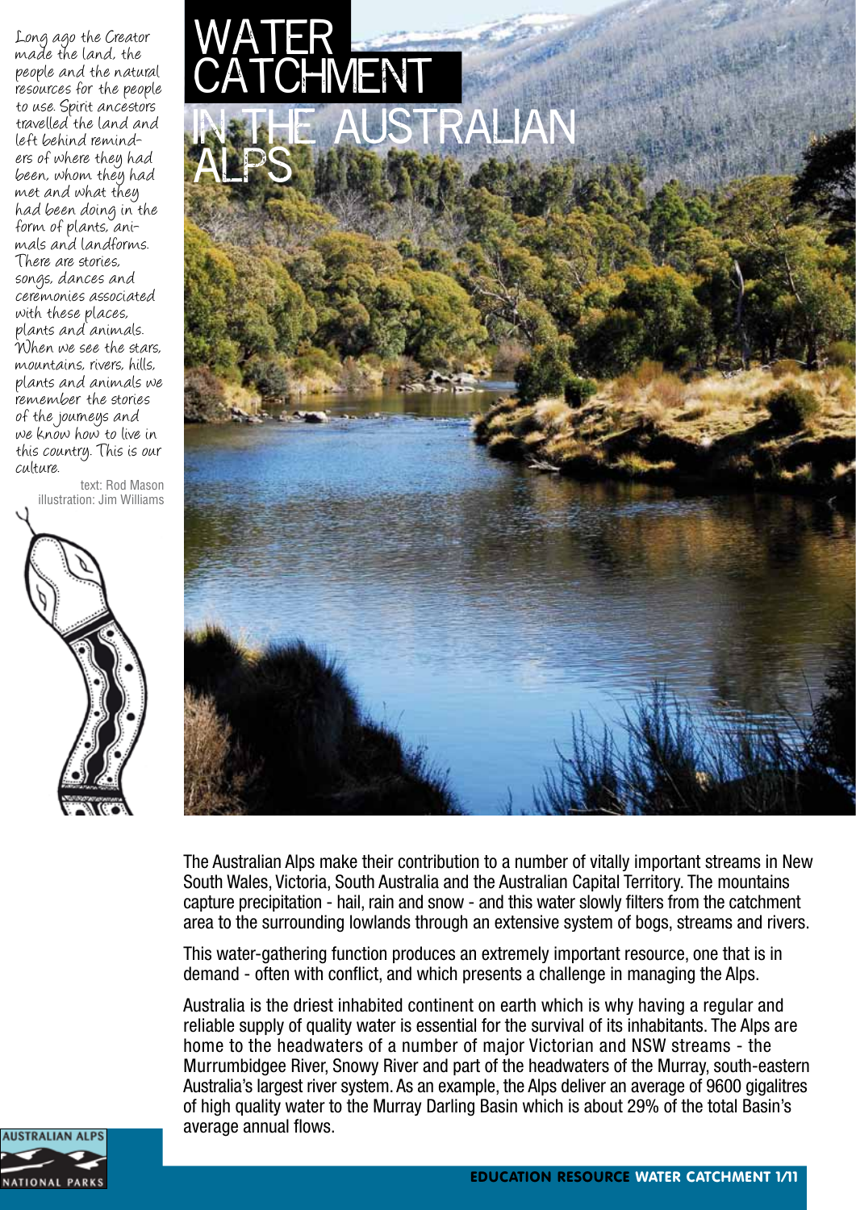# WATER CATCHMENT IN THE AUSTRALIAN ALPS

*Long ago the Creator made the land, the people and the natural resources for the people to use. Spirit ancestors travelled the land and left behind reminders of where they had been, whom they had met and what they had been doing in the form of plants, animals and landforms. There are stories, songs, dances and ceremonies associated with these places, plants and animals. When we see the stars, mountains, rivers, hills, plants and animals we remember the stories of the journeys and we know how to live in this country. This is our culture.*

text: Rod Mason
illustration: Jim Williams

The Australian Alps make their contribution to a number of vitally important streams in New South Wales, Victoria, South Australia and the Australian Capital Territory. The mountains capture precipitation - hail, rain and snow - and this water slowly filters from the catchment area to the surrounding lowlands through an extensive system of bogs, streams and rivers.

This water-gathering function produces an extremely important resource, one that is in demand - often with conflict, and which presents a challenge in managing the Alps.

Australia is the driest inhabited continent on earth which is why having a regular and reliable supply of quality water is essential for the survival of its inhabitants. The Alps are home to the headwaters of a number of major Victorian and NSW streams - the Murrumbidgee River, Snowy River and part of the headwaters of the Murray, south-eastern Australia's largest river system. As an example, the Alps deliver an average of 9600 gigalitres of high quality water to the Murray Darling Basin which is about 29% of the total Basin's average annual flows.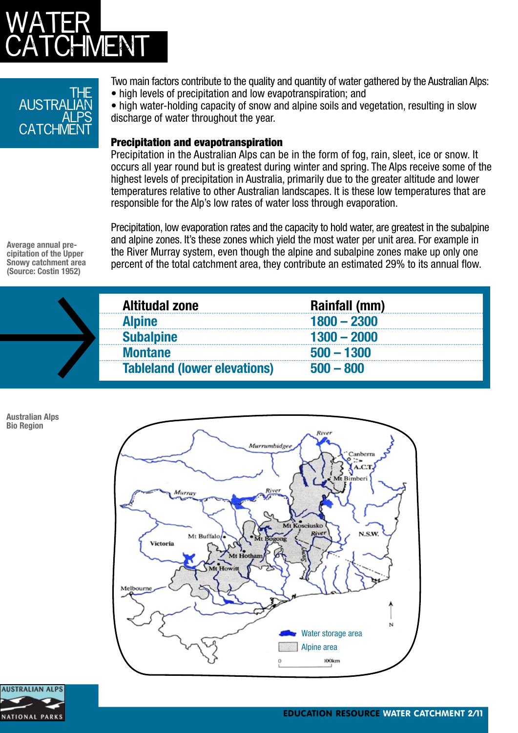# WATER CATCHMENT

## THE AUSTRALIAN ALPS CATCHMENT

Two main factors contribute to the quality and quantity of water gathered by the Australian Alps:

- high levels of precipitation and low evapotranspiration; and
- high water-holding capacity of snow and alpine soils and vegetation, resulting in slow discharge of water throughout the year.

### Precipitation and evapotranspiration

Precipitation in the Australian Alps can be in the form of fog, rain, sleet, ice or snow. It occurs all year round but is greatest during winter and spring. The Alps receive some of the highest levels of precipitation in Australia, primarily due to the greater altitude and lower temperatures relative to other Australian landscapes. It is these low temperatures that are responsible for the Alp's low rates of water loss through evaporation.

Precipitation, low evaporation rates and the capacity to hold water, are greatest in the subalpine and alpine zones. It's these zones which yield the most water per unit area. For example in the River Murray system, even though the alpine and subalpine zones make up only one percent of the total catchment area, they contribute an estimated 29% to its annual flow.

Average annual precipitation of the Upper Snowy catchment area (Source: Costin 1952)

| Altitudal zone | Rainfall (mm) |
|---|---|
| Alpine | 1800 – 2300 |
| Subalpine | 1300 – 2000 |
| Montane | 500 – 1300 |
| Tableland (lower elevations) | 500 – 800 |

Australian Alps Bio Region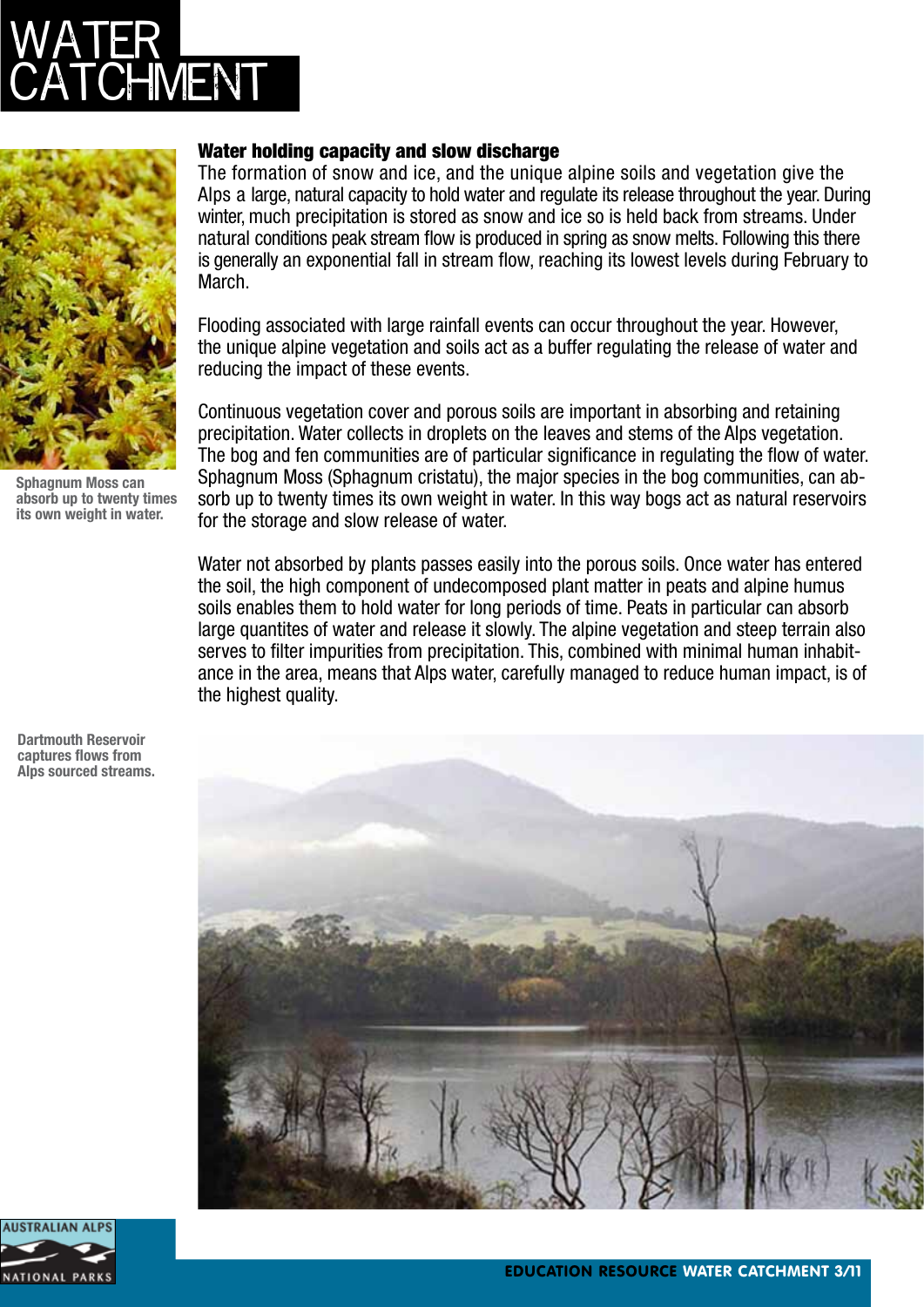# WATER CATCHMENT

Sphagnum Moss can absorb up to twenty times its own weight in water.

## Water holding capacity and slow discharge

The formation of snow and ice, and the unique alpine soils and vegetation give the Alps a large, natural capacity to hold water and regulate its release throughout the year. During winter, much precipitation is stored as snow and ice so is held back from streams. Under natural conditions peak stream flow is produced in spring as snow melts. Following this there is generally an exponential fall in stream flow, reaching its lowest levels during February to March.

Flooding associated with large rainfall events can occur throughout the year. However, the unique alpine vegetation and soils act as a buffer regulating the release of water and reducing the impact of these events.

Continuous vegetation cover and porous soils are important in absorbing and retaining precipitation. Water collects in droplets on the leaves and stems of the Alps vegetation. The bog and fen communities are of particular significance in regulating the flow of water. Sphagnum Moss (Sphagnum cristatu), the major species in the bog communities, can absorb up to twenty times its own weight in water. In this way bogs act as natural reservoirs for the storage and slow release of water.

Water not absorbed by plants passes easily into the porous soils. Once water has entered the soil, the high component of undecomposed plant matter in peats and alpine humus soils enables them to hold water for long periods of time. Peats in particular can absorb large quantites of water and release it slowly. The alpine vegetation and steep terrain also serves to filter impurities from precipitation. This, combined with minimal human inhabitance in the area, means that Alps water, carefully managed to reduce human impact, is of the highest quality.

Dartmouth Reservoir captures flows from Alps sourced streams.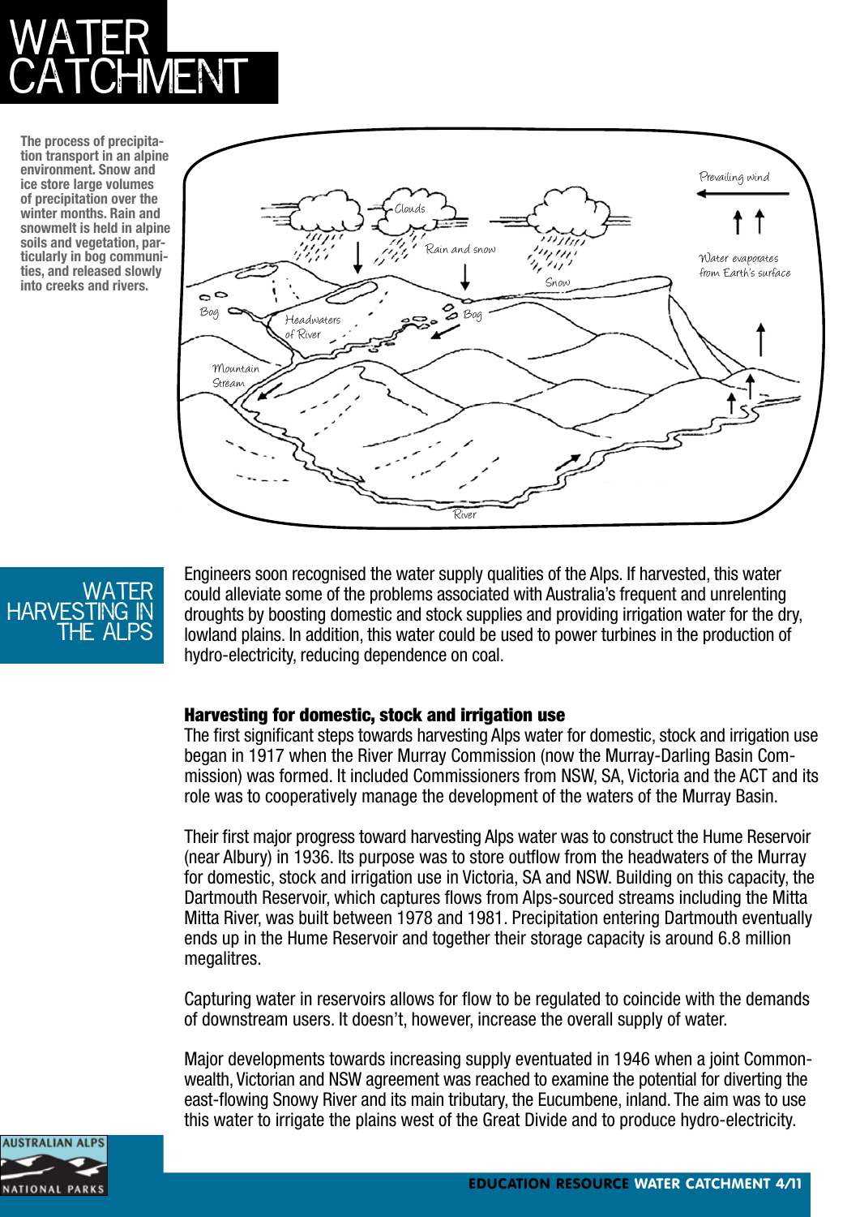# WATER CATCHMENT

**The process of precipitation transport in an alpine environment. Snow and ice store large volumes of precipitation over the winter months. Rain and snowmelt is held in alpine soils and vegetation, particularly in bog communities, and released slowly into creeks and rivers.**

## WATER HARVESTING IN THE ALPS

Engineers soon recognised the water supply qualities of the Alps. If harvested, this water could alleviate some of the problems associated with Australia's frequent and unrelenting droughts by boosting domestic and stock supplies and providing irrigation water for the dry, lowland plains. In addition, this water could be used to power turbines in the production of hydro-electricity, reducing dependence on coal.

### Harvesting for domestic, stock and irrigation use

The first significant steps towards harvesting Alps water for domestic, stock and irrigation use began in 1917 when the River Murray Commission (now the Murray-Darling Basin Commission) was formed. It included Commissioners from NSW, SA, Victoria and the ACT and its role was to cooperatively manage the development of the waters of the Murray Basin.

Their first major progress toward harvesting Alps water was to construct the Hume Reservoir (near Albury) in 1936. Its purpose was to store outflow from the headwaters of the Murray for domestic, stock and irrigation use in Victoria, SA and NSW. Building on this capacity, the Dartmouth Reservoir, which captures flows from Alps-sourced streams including the Mitta Mitta River, was built between 1978 and 1981. Precipitation entering Dartmouth eventually ends up in the Hume Reservoir and together their storage capacity is around 6.8 million megalitres.

Capturing water in reservoirs allows for flow to be regulated to coincide with the demands of downstream users. It doesn't, however, increase the overall supply of water.

Major developments towards increasing supply eventuated in 1946 when a joint Commonwealth, Victorian and NSW agreement was reached to examine the potential for diverting the east-flowing Snowy River and its main tributary, the Eucumbene, inland. The aim was to use this water to irrigate the plains west of the Great Divide and to produce hydro-electricity.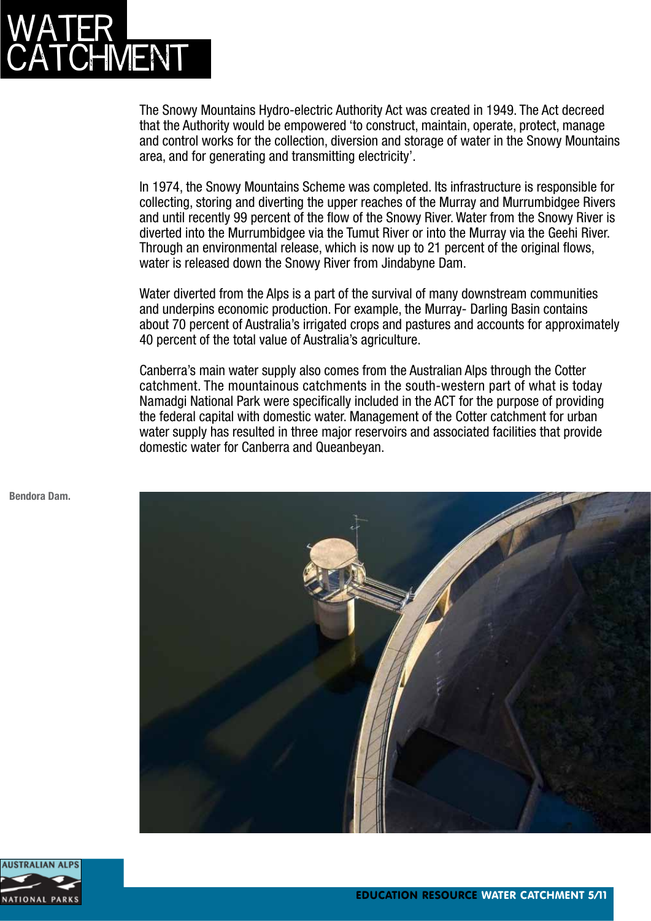# WATER CATCHMENT

The Snowy Mountains Hydro-electric Authority Act was created in 1949. The Act decreed that the Authority would be empowered 'to construct, maintain, operate, protect, manage and control works for the collection, diversion and storage of water in the Snowy Mountains area, and for generating and transmitting electricity'.

In 1974, the Snowy Mountains Scheme was completed. Its infrastructure is responsible for collecting, storing and diverting the upper reaches of the Murray and Murrumbidgee Rivers and until recently 99 percent of the flow of the Snowy River. Water from the Snowy River is diverted into the Murrumbidgee via the Tumut River or into the Murray via the Geehi River. Through an environmental release, which is now up to 21 percent of the original flows, water is released down the Snowy River from Jindabyne Dam.

Water diverted from the Alps is a part of the survival of many downstream communities and underpins economic production. For example, the Murray- Darling Basin contains about 70 percent of Australia's irrigated crops and pastures and accounts for approximately 40 percent of the total value of Australia's agriculture.

Canberra's main water supply also comes from the Australian Alps through the Cotter catchment. The mountainous catchments in the south-western part of what is today Namadgi National Park were specifically included in the ACT for the purpose of providing the federal capital with domestic water. Management of the Cotter catchment for urban water supply has resulted in three major reservoirs and associated facilities that provide domestic water for Canberra and Queanbeyan.

**Bendora Dam.**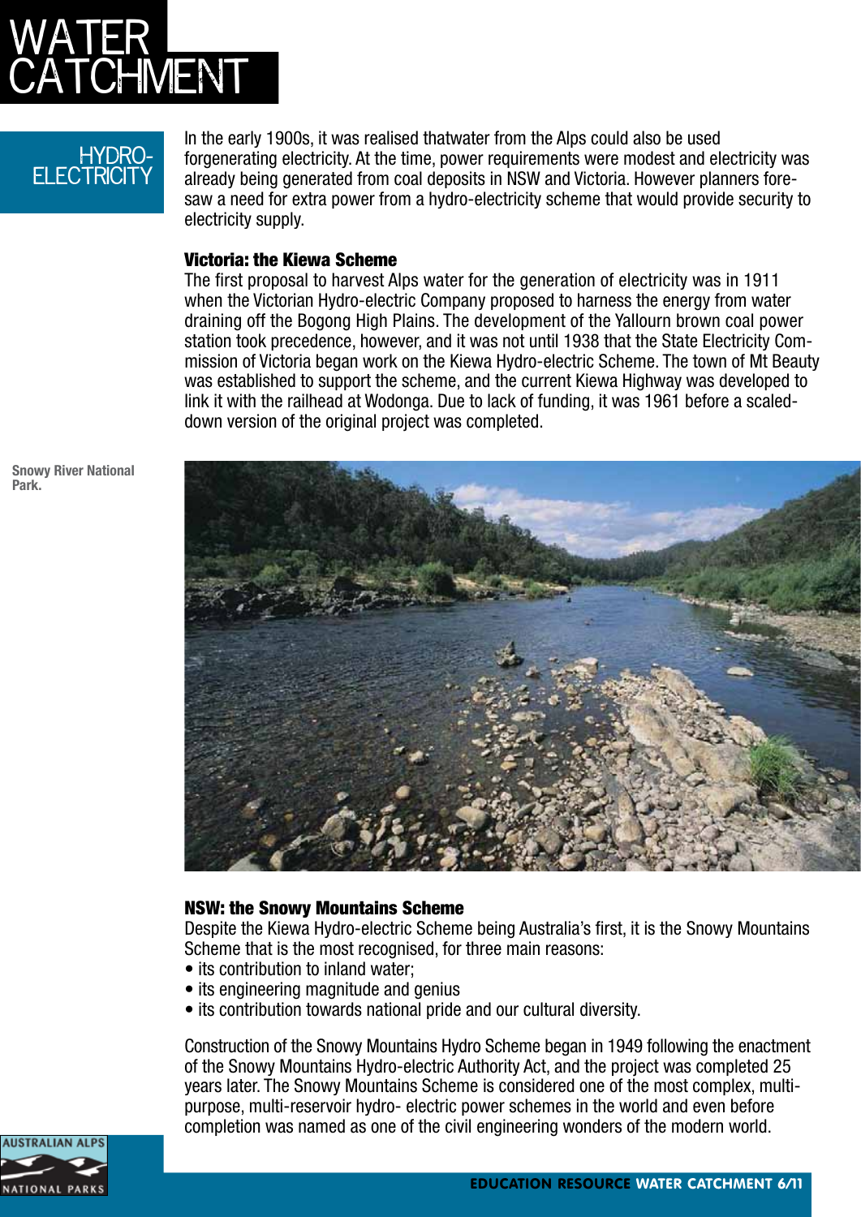# WATER CATCHMENT

## HYDRO-ELECTRICITY

In the early 1900s, it was realised thatwater from the Alps could also be used forgenerating electricity. At the time, power requirements were modest and electricity was already being generated from coal deposits in NSW and Victoria. However planners foresaw a need for extra power from a hydro-electricity scheme that would provide security to electricity supply.

### Victoria: the Kiewa Scheme

The first proposal to harvest Alps water for the generation of electricity was in 1911 when the Victorian Hydro-electric Company proposed to harness the energy from water draining off the Bogong High Plains. The development of the Yallourn brown coal power station took precedence, however, and it was not until 1938 that the State Electricity Commission of Victoria began work on the Kiewa Hydro-electric Scheme. The town of Mt Beauty was established to support the scheme, and the current Kiewa Highway was developed to link it with the railhead at Wodonga. Due to lack of funding, it was 1961 before a scaled-down version of the original project was completed.

Snowy River National Park.

### NSW: the Snowy Mountains Scheme

Despite the Kiewa Hydro-electric Scheme being Australia's first, it is the Snowy Mountains Scheme that is the most recognised, for three main reasons:

- its contribution to inland water;
- its engineering magnitude and genius
- its contribution towards national pride and our cultural diversity.

Construction of the Snowy Mountains Hydro Scheme began in 1949 following the enactment of the Snowy Mountains Hydro-electric Authority Act, and the project was completed 25 years later. The Snowy Mountains Scheme is considered one of the most complex, multi-purpose, multi-reservoir hydro- electric power schemes in the world and even before completion was named as one of the civil engineering wonders of the modern world.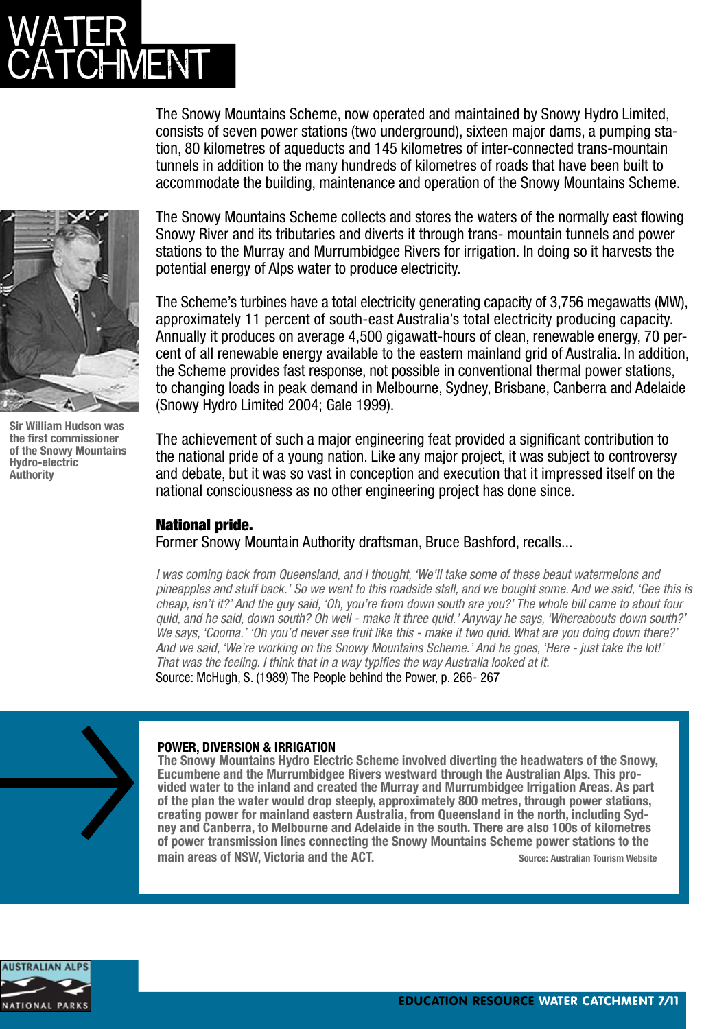# WATER CATCHMENT

The Snowy Mountains Scheme, now operated and maintained by Snowy Hydro Limited, consists of seven power stations (two underground), sixteen major dams, a pumping station, 80 kilometres of aqueducts and 145 kilometres of inter-connected trans-mountain tunnels in addition to the many hundreds of kilometres of roads that have been built to accommodate the building, maintenance and operation of the Snowy Mountains Scheme.

Sir William Hudson was the first commissioner of the Snowy Mountains Hydro-electric Authority

The Snowy Mountains Scheme collects and stores the waters of the normally east flowing Snowy River and its tributaries and diverts it through trans- mountain tunnels and power stations to the Murray and Murrumbidgee Rivers for irrigation. In doing so it harvests the potential energy of Alps water to produce electricity.

The Scheme's turbines have a total electricity generating capacity of 3,756 megawatts (MW), approximately 11 percent of south-east Australia's total electricity producing capacity. Annually it produces on average 4,500 gigawatt-hours of clean, renewable energy, 70 percent of all renewable energy available to the eastern mainland grid of Australia. In addition, the Scheme provides fast response, not possible in conventional thermal power stations, to changing loads in peak demand in Melbourne, Sydney, Brisbane, Canberra and Adelaide (Snowy Hydro Limited 2004; Gale 1999).

The achievement of such a major engineering feat provided a significant contribution to the national pride of a young nation. Like any major project, it was subject to controversy and debate, but it was so vast in conception and execution that it impressed itself on the national consciousness as no other engineering project has done since.

### National pride.

Former Snowy Mountain Authority draftsman, Bruce Bashford, recalls...

*I was coming back from Queensland, and I thought, 'We'll take some of these beaut watermelons and pineapples and stuff back.' So we went to this roadside stall, and we bought some. And we said, 'Gee this is cheap, isn't it?' And the guy said, 'Oh, you're from down south are you?' The whole bill came to about four quid, and he said, down south? Oh well - make it three quid.' Anyway he says, 'Whereabouts down south?' We says, 'Cooma.' 'Oh you'd never see fruit like this - make it two quid. What are you doing down there?' And we said, 'We're working on the Snowy Mountains Scheme.' And he goes, 'Here - just take the lot!' That was the feeling. I think that in a way typifies the way Australia looked at it.*

Source: McHugh, S. (1989) The People behind the Power, p. 266- 267

**POWER, DIVERSION & IRRIGATION**

**The Snowy Mountains Hydro Electric Scheme involved diverting the headwaters of the Snowy, Eucumbene and the Murrumbidgee Rivers westward through the Australian Alps. This provided water to the inland and created the Murray and Murrumbidgee Irrigation Areas. As part of the plan the water would drop steeply, approximately 800 metres, through power stations, creating power for mainland eastern Australia, from Queensland in the north, including Sydney and Canberra, to Melbourne and Adelaide in the south. There are also 100s of kilometres of power transmission lines connecting the Snowy Mountains Scheme power stations to the main areas of NSW, Victoria and the ACT.**

**Source: Australian Tourism Website**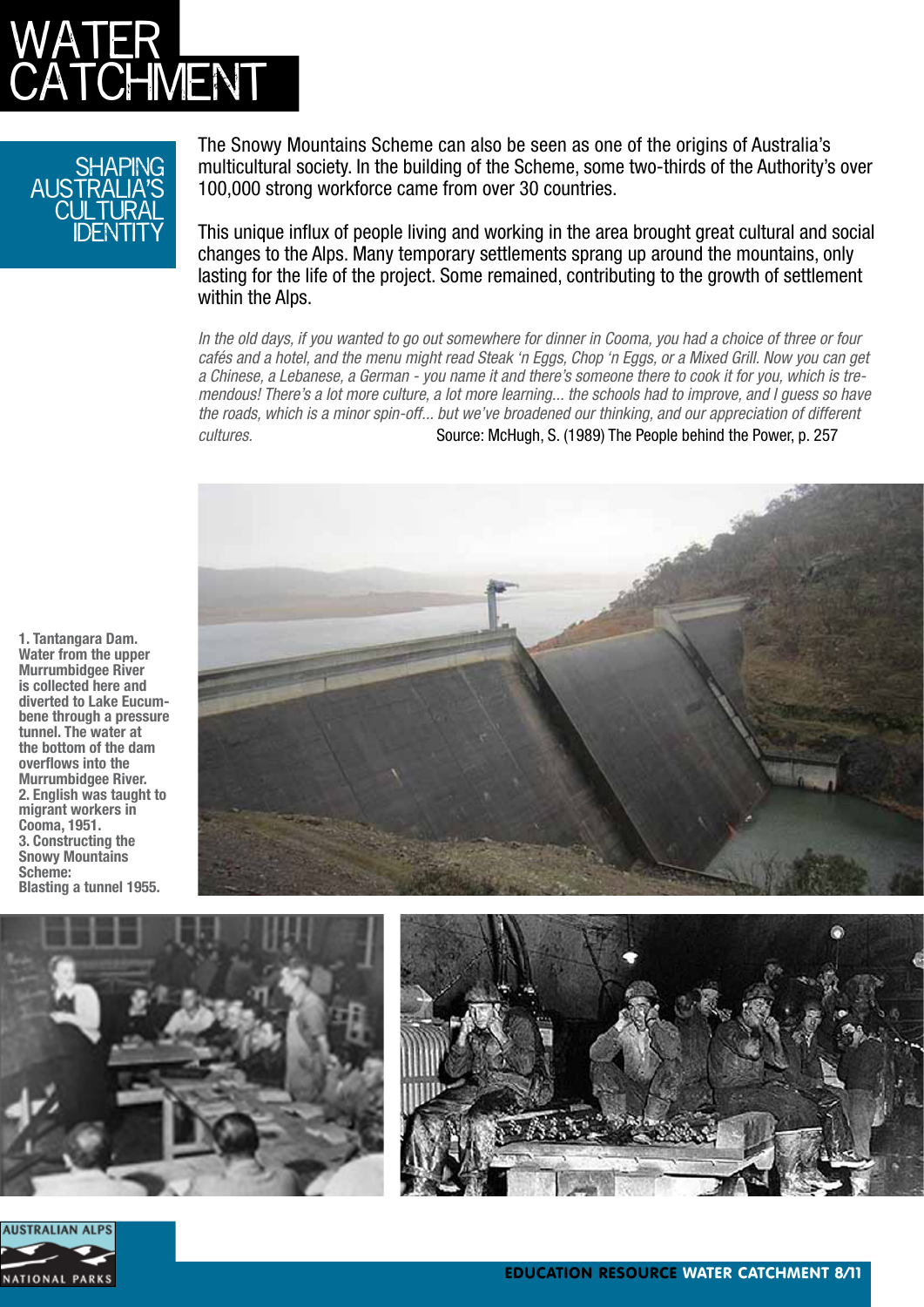# WATER CATCHMENT

## SHAPING AUSTRALIA'S CULTURAL IDENTITY

The Snowy Mountains Scheme can also be seen as one of the origins of Australia's multicultural society. In the building of the Scheme, some two-thirds of the Authority's over 100,000 strong workforce came from over 30 countries.

This unique influx of people living and working in the area brought great cultural and social changes to the Alps. Many temporary settlements sprang up around the mountains, only lasting for the life of the project. Some remained, contributing to the growth of settlement within the Alps.

*In the old days, if you wanted to go out somewhere for dinner in Cooma, you had a choice of three or four cafés and a hotel, and the menu might read Steak 'n Eggs, Chop 'n Eggs, or a Mixed Grill. Now you can get a Chinese, a Lebanese, a German - you name it and there's someone there to cook it for you, which is tremendous! There's a lot more culture, a lot more learning... the schools had to improve, and I guess so have the roads, which is a minor spin-off... but we've broadened our thinking, and our appreciation of different cultures.*

Source: McHugh, S. (1989) The People behind the Power, p. 257

**1. Tantangara Dam. Water from the upper Murrumbidgee River is collected here and diverted to Lake Eucumbene through a pressure tunnel. The water at the bottom of the dam overflows into the Murrumbidgee River.**
**2. English was taught to migrant workers in Cooma, 1951.**
**3. Constructing the Snowy Mountains Scheme: Blasting a tunnel 1955.**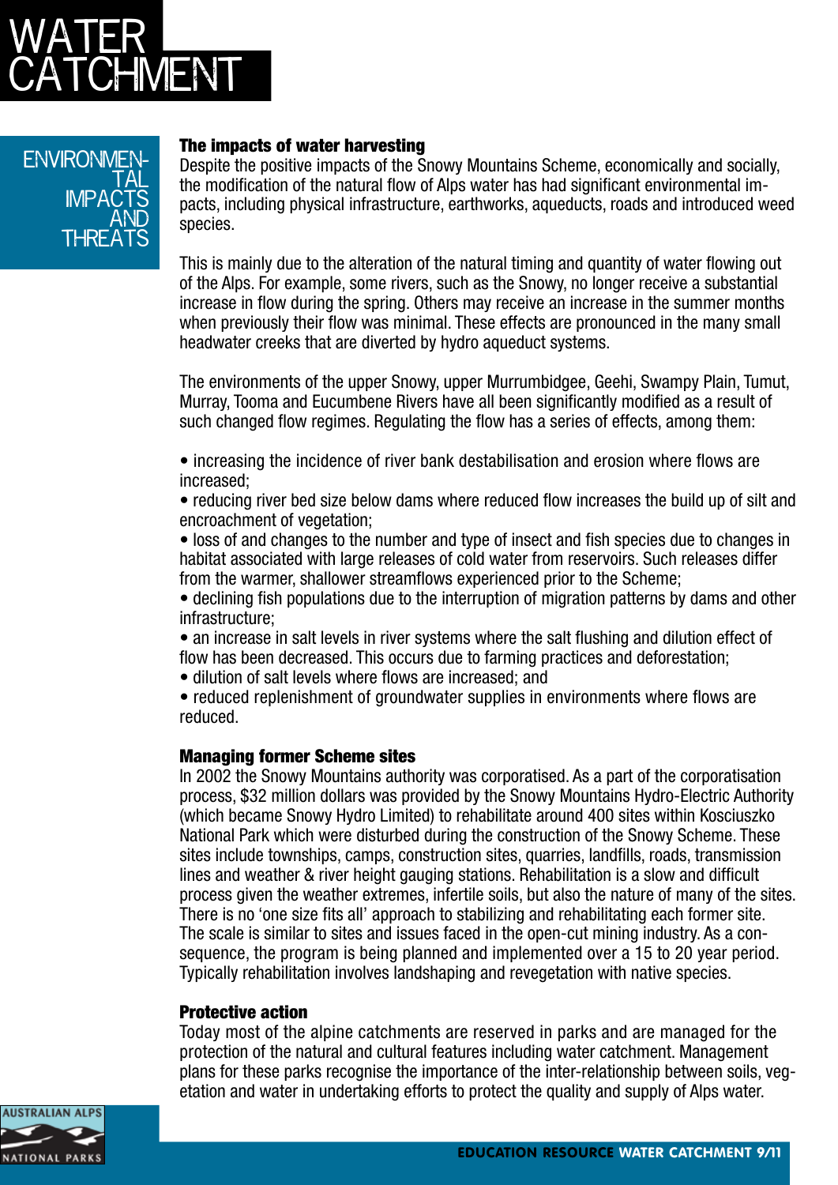# WATER CATCHMENT

## ENVIRONMENTAL IMPACTS AND THREATS

### The impacts of water harvesting

Despite the positive impacts of the Snowy Mountains Scheme, economically and socially, the modification of the natural flow of Alps water has had significant environmental impacts, including physical infrastructure, earthworks, aqueducts, roads and introduced weed species.

This is mainly due to the alteration of the natural timing and quantity of water flowing out of the Alps. For example, some rivers, such as the Snowy, no longer receive a substantial increase in flow during the spring. Others may receive an increase in the summer months when previously their flow was minimal. These effects are pronounced in the many small headwater creeks that are diverted by hydro aqueduct systems.

The environments of the upper Snowy, upper Murrumbidgee, Geehi, Swampy Plain, Tumut, Murray, Tooma and Eucumbene Rivers have all been significantly modified as a result of such changed flow regimes. Regulating the flow has a series of effects, among them:

- increasing the incidence of river bank destabilisation and erosion where flows are increased;
- reducing river bed size below dams where reduced flow increases the build up of silt and encroachment of vegetation;
- loss of and changes to the number and type of insect and fish species due to changes in habitat associated with large releases of cold water from reservoirs. Such releases differ from the warmer, shallower streamflows experienced prior to the Scheme;
- declining fish populations due to the interruption of migration patterns by dams and other infrastructure;
- an increase in salt levels in river systems where the salt flushing and dilution effect of flow has been decreased. This occurs due to farming practices and deforestation;
- dilution of salt levels where flows are increased; and
- reduced replenishment of groundwater supplies in environments where flows are reduced.

### Managing former Scheme sites

In 2002 the Snowy Mountains authority was corporatised. As a part of the corporatisation process, $32 million dollars was provided by the Snowy Mountains Hydro-Electric Authority (which became Snowy Hydro Limited) to rehabilitate around 400 sites within Kosciuszko National Park which were disturbed during the construction of the Snowy Scheme. These sites include townships, camps, construction sites, quarries, landfills, roads, transmission lines and weather & river height gauging stations. Rehabilitation is a slow and difficult process given the weather extremes, infertile soils, but also the nature of many of the sites. There is no 'one size fits all' approach to stabilizing and rehabilitating each former site. The scale is similar to sites and issues faced in the open-cut mining industry. As a consequence, the program is being planned and implemented over a 15 to 20 year period. Typically rehabilitation involves landshaping and revegetation with native species.

### Protective action

Today most of the alpine catchments are reserved in parks and are managed for the protection of the natural and cultural features including water catchment. Management plans for these parks recognise the importance of the inter-relationship between soils, vegetation and water in undertaking efforts to protect the quality and supply of Alps water.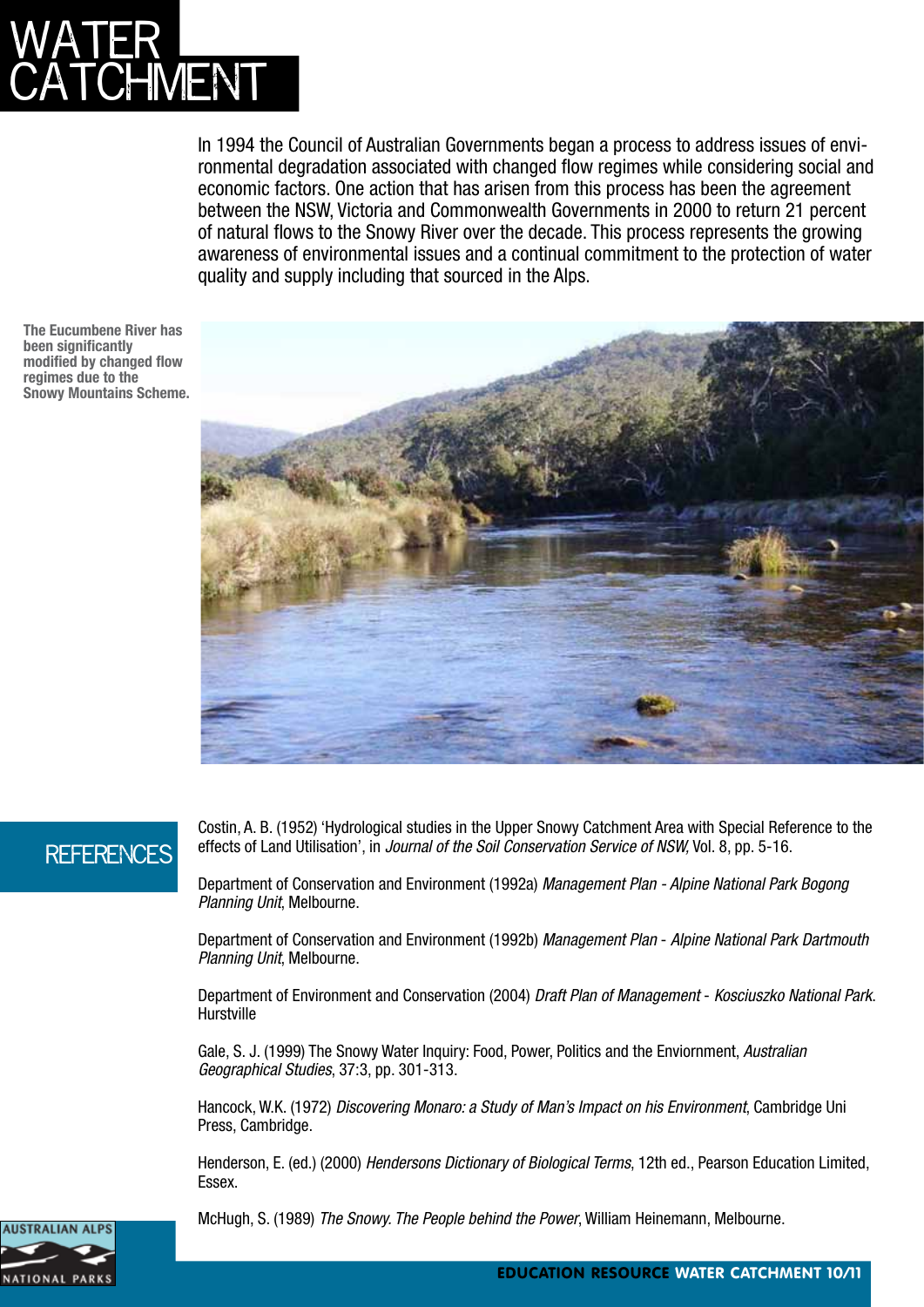# WATER CATCHMENT

In 1994 the Council of Australian Governments began a process to address issues of environmental degradation associated with changed flow regimes while considering social and economic factors. One action that has arisen from this process has been the agreement between the NSW, Victoria and Commonwealth Governments in 2000 to return 21 percent of natural flows to the Snowy River over the decade. This process represents the growing awareness of environmental issues and a continual commitment to the protection of water quality and supply including that sourced in the Alps.

**The Eucumbene River has been significantly modified by changed flow regimes due to the Snowy Mountains Scheme.**

## REFERENCES

Costin, A. B. (1952) 'Hydrological studies in the Upper Snowy Catchment Area with Special Reference to the effects of Land Utilisation', in *Journal of the Soil Conservation Service of NSW*, Vol. 8, pp. 5-16.

Department of Conservation and Environment (1992a) *Management Plan - Alpine National Park Bogong Planning Unit*, Melbourne.

Department of Conservation and Environment (1992b) *Management Plan - Alpine National Park Dartmouth Planning Unit*, Melbourne.

Department of Environment and Conservation (2004) *Draft Plan of Management - Kosciuszko National Park*. Hurstville

Gale, S. J. (1999) The Snowy Water Inquiry: Food, Power, Politics and the Enviornment, *Australian Geographical Studies*, 37:3, pp. 301-313.

Hancock, W.K. (1972) *Discovering Monaro: a Study of Man's Impact on his Environment*, Cambridge Uni Press, Cambridge.

Henderson, E. (ed.) (2000) *Hendersons Dictionary of Biological Terms*, 12th ed., Pearson Education Limited, Essex.

McHugh, S. (1989) *The Snowy. The People behind the Power*, William Heinemann, Melbourne.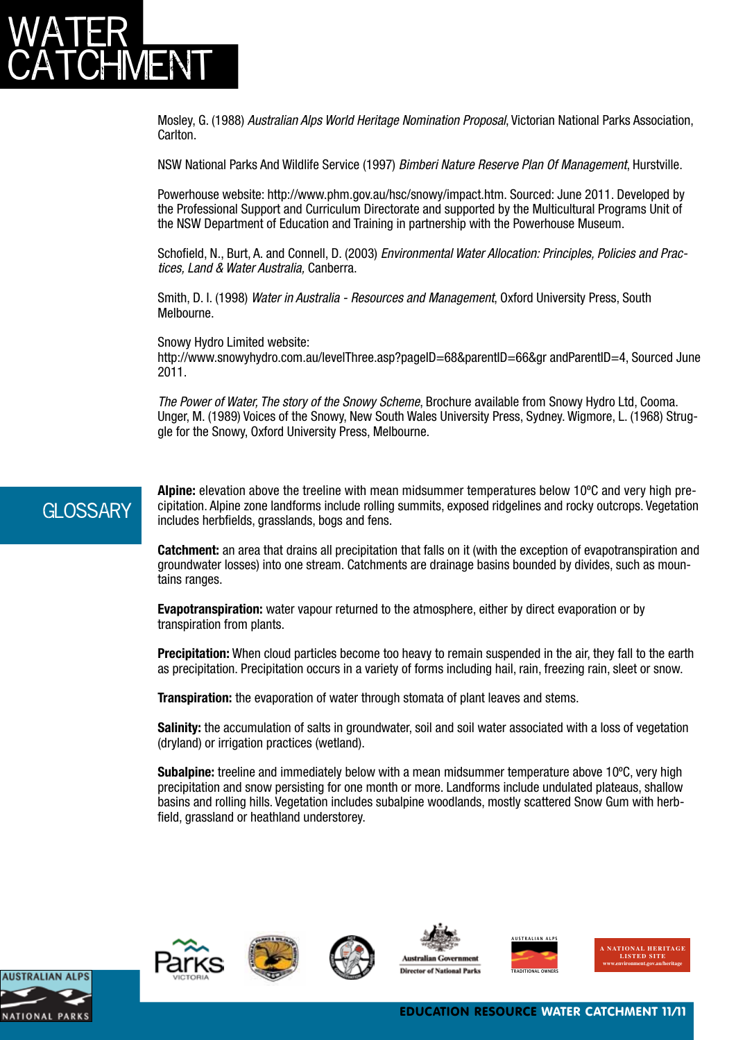# WATER CATCHMENT

Mosley, G. (1988) *Australian Alps World Heritage Nomination Proposal*, Victorian National Parks Association, Carlton.

NSW National Parks And Wildlife Service (1997) *Bimberi Nature Reserve Plan Of Management*, Hurstville.

Powerhouse website: http://www.phm.gov.au/hsc/snowy/impact.htm. Sourced: June 2011. Developed by the Professional Support and Curriculum Directorate and supported by the Multicultural Programs Unit of the NSW Department of Education and Training in partnership with the Powerhouse Museum.

Schofield, N., Burt, A. and Connell, D. (2003) *Environmental Water Allocation: Principles, Policies and Practices, Land & Water Australia,* Canberra.

Smith, D. I. (1998) *Water in Australia - Resources and Management*, Oxford University Press, South Melbourne.

Snowy Hydro Limited website:
http://www.snowyhydro.com.au/levelThree.asp?pageID=68&parentID=66&gr andParentID=4, Sourced June 2011.

*The Power of Water, The story of the Snowy Scheme*, Brochure available from Snowy Hydro Ltd, Cooma. Unger, M. (1989) Voices of the Snowy, New South Wales University Press, Sydney. Wigmore, L. (1968) Struggle for the Snowy, Oxford University Press, Melbourne.

## GLOSSARY

**Alpine:** elevation above the treeline with mean midsummer temperatures below 10ºC and very high precipitation. Alpine zone landforms include rolling summits, exposed ridgelines and rocky outcrops. Vegetation includes herbfields, grasslands, bogs and fens.

**Catchment:** an area that drains all precipitation that falls on it (with the exception of evapotranspiration and groundwater losses) into one stream. Catchments are drainage basins bounded by divides, such as mountains ranges.

**Evapotranspiration:** water vapour returned to the atmosphere, either by direct evaporation or by transpiration from plants.

**Precipitation:** When cloud particles become too heavy to remain suspended in the air, they fall to the earth as precipitation. Precipitation occurs in a variety of forms including hail, rain, freezing rain, sleet or snow.

**Transpiration:** the evaporation of water through stomata of plant leaves and stems.

**Salinity:** the accumulation of salts in groundwater, soil and soil water associated with a loss of vegetation (dryland) or irrigation practices (wetland).

**Subalpine:** treeline and immediately below with a mean midsummer temperature above 10ºC, very high precipitation and snow persisting for one month or more. Landforms include undulated plateaus, shallow basins and rolling hills. Vegetation includes subalpine woodlands, mostly scattered Snow Gum with herbfield, grassland or heathland understorey.